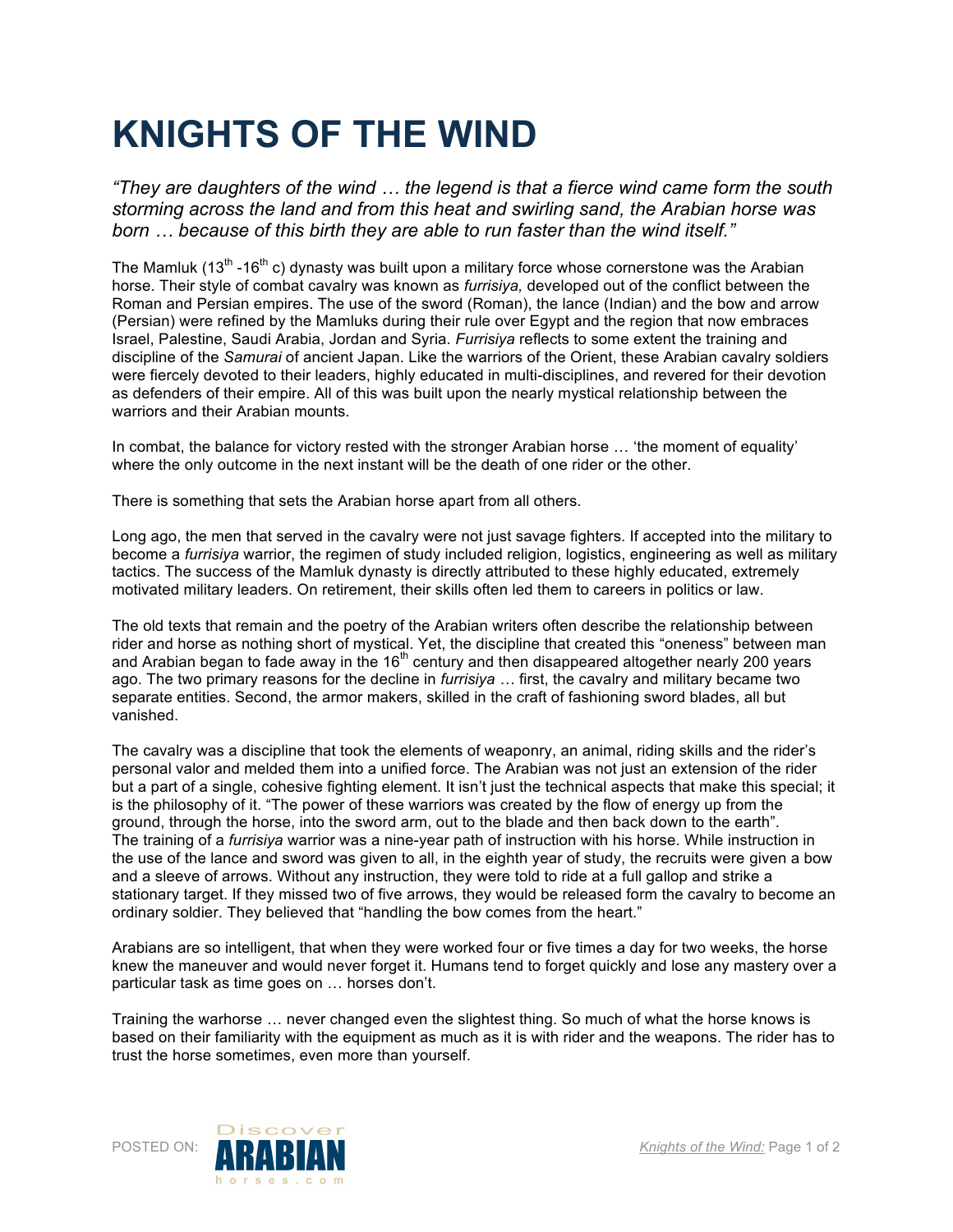# KNIGHTS OF THE WIND

*"They are daughters of the wind … the legend is that a fierce wind came form the south storming across the land and from this heat and swirling sand, the Arabian horse was born … because of this birth they are able to run faster than the wind itself."*

The Mamluk (13th -16th c) dynasty was built upon a military force whose cornerstone was the Arabian horse. Their style of combat cavalry was known as *furrisiya,* developed out of the conflict between the Roman and Persian empires. The use of the sword (Roman), the lance (Indian) and the bow and arrow (Persian) were refined by the Mamluks during their rule over Egypt and the region that now embraces Israel, Palestine, Saudi Arabia, Jordan and Syria. *Furrisiya* reflects to some extent the training and discipline of the *Samurai* of ancient Japan. Like the warriors of the Orient, these Arabian cavalry soldiers were fiercely devoted to their leaders, highly educated in multi-disciplines, and revered for their devotion as defenders of their empire. All of this was built upon the nearly mystical relationship between the warriors and their Arabian mounts.

In combat, the balance for victory rested with the stronger Arabian horse … 'the moment of equality' where the only outcome in the next instant will be the death of one rider or the other.

There is something that sets the Arabian horse apart from all others.

Long ago, the men that served in the cavalry were not just savage fighters. If accepted into the military to become a *furrisiya* warrior, the regimen of study included religion, logistics, engineering as well as military tactics. The success of the Mamluk dynasty is directly attributed to these highly educated, extremely motivated military leaders. On retirement, their skills often led them to careers in politics or law.

The old texts that remain and the poetry of the Arabian writers often describe the relationship between rider and horse as nothing short of mystical. Yet, the discipline that created this "oneness" between man and Arabian began to fade away in the 16th century and then disappeared altogether nearly 200 years ago. The two primary reasons for the decline in *furrisiya …* first, the cavalry and military became two separate entities. Second, the armor makers, skilled in the craft of fashioning sword blades, all but vanished.

The cavalry was a discipline that took the elements of weaponry, an animal, riding skills and the rider's personal valor and melded them into a unified force. The Arabian was not just an extension of the rider but a part of a single, cohesive fighting element. It isn't just the technical aspects that make this special; it is the philosophy of it. "The power of these warriors was created by the flow of energy up from the ground, through the horse, into the sword arm, out to the blade and then back down to the earth". The training of a *furrisiya* warrior was a nine-year path of instruction with his horse. While instruction in the use of the lance and sword was given to all, in the eighth year of study, the recruits were given a bow and a sleeve of arrows. Without any instruction, they were told to ride at a full gallop and strike a stationary target. If they missed two of five arrows, they would be released form the cavalry to become an ordinary soldier. They believed that "handling the bow comes from the heart."

Arabians are so intelligent, that when they were worked four or five times a day for two weeks, the horse knew the maneuver and would never forget it. Humans tend to forget quickly and lose any mastery over a particular task as time goes on … horses don't.

Training the warhorse … never changed even the slightest thing. So much of what the horse knows is based on their familiarity with the equipment as much as it is with rider and the weapons. The rider has to trust the horse sometimes, even more than yourself.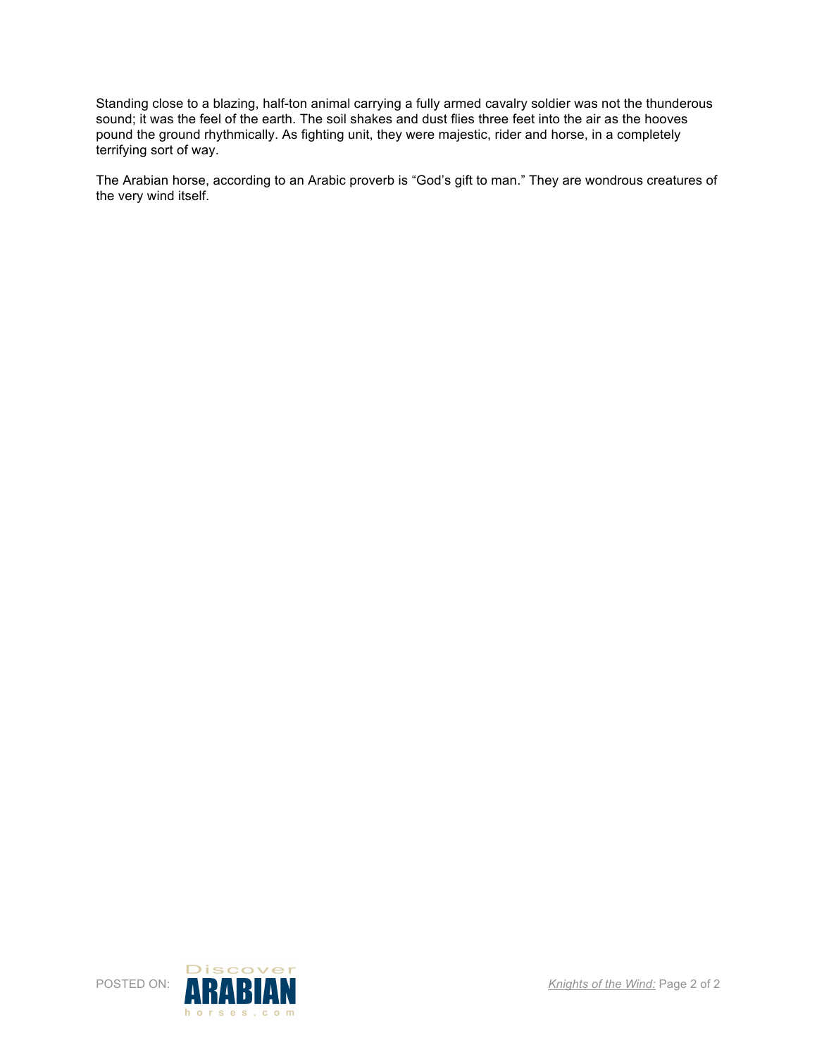Standing close to a blazing, half-ton animal carrying a fully armed cavalry soldier was not the thunderous sound; it was the feel of the earth. The soil shakes and dust flies three feet into the air as the hooves pound the ground rhythmically. As fighting unit, they were majestic, rider and horse, in a completely terrifying sort of way.

The Arabian horse, according to an Arabic proverb is “God’s gift to man.” They are wondrous creatures of the very wind itself.